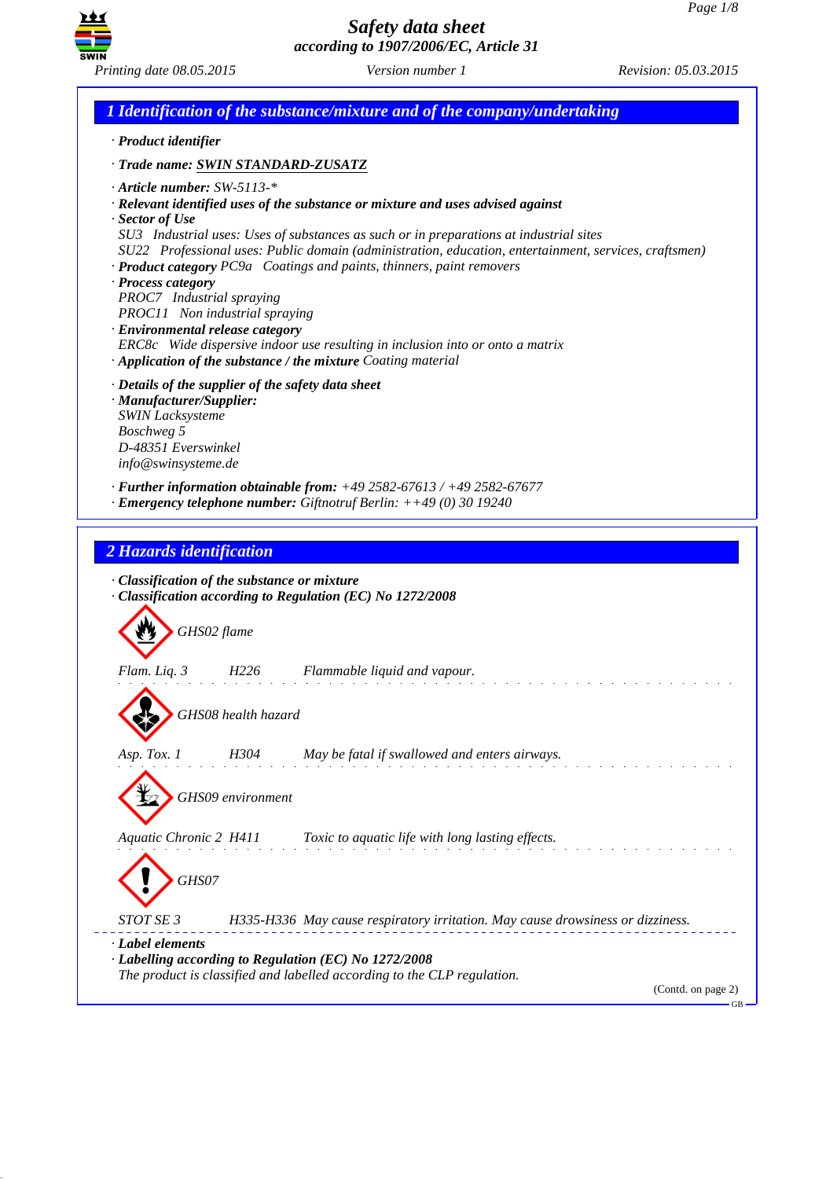# Safety data sheet
*according to 1907/2006/EC, Article 31*

*Printing date 08.05.2015* *Version number 1* *Revision: 05.03.2015*

## 1 Identification of the substance/mixture and of the company/undertaking

· ***Product identifier***

· ***Trade name: SWIN STANDARD-ZUSATZ***

· ***Article number:*** *SW-5113-**
· ***Relevant identified uses of the substance or mixture and uses advised against***
· ***Sector of Use***
*SU3 Industrial uses: Uses of substances as such or in preparations at industrial sites*
*SU22 Professional uses: Public domain (administration, education, entertainment, services, craftsmen)*
· ***Product category*** *PC9a Coatings and paints, thinners, paint removers*
· ***Process category***
*PROC7 Industrial spraying*
*PROC11 Non industrial spraying*
· ***Environmental release category***
*ERC8c Wide dispersive indoor use resulting in inclusion into or onto a matrix*
· ***Application of the substance / the mixture*** *Coating material*

· ***Details of the supplier of the safety data sheet***
· ***Manufacturer/Supplier:***
*SWIN Lacksysteme*
*Boschweg 5*
*D-48351 Everswinkel*
*info@swinsysteme.de*

· ***Further information obtainable from:*** *+49 2582-67613 / +49 2582-67677*
· ***Emergency telephone number:*** *Giftnotruf Berlin: ++49 (0) 30 19240*

## 2 Hazards identification

· ***Classification of the substance or mixture***
· ***Classification according to Regulation (EC) No 1272/2008***

*GHS02 flame*

*Flam. Liq. 3 H226 Flammable liquid and vapour.*

*GHS08 health hazard*

*Asp. Tox. 1 H304 May be fatal if swallowed and enters airways.*

*GHS09 environment*

*Aquatic Chronic 2 H411 Toxic to aquatic life with long lasting effects.*

*GHS07*

*STOT SE 3 H335-H336 May cause respiratory irritation. May cause drowsiness or dizziness.*

· ***Label elements***
· ***Labelling according to Regulation (EC) No 1272/2008***
*The product is classified and labelled according to the CLP regulation.*

(Contd. on page 2)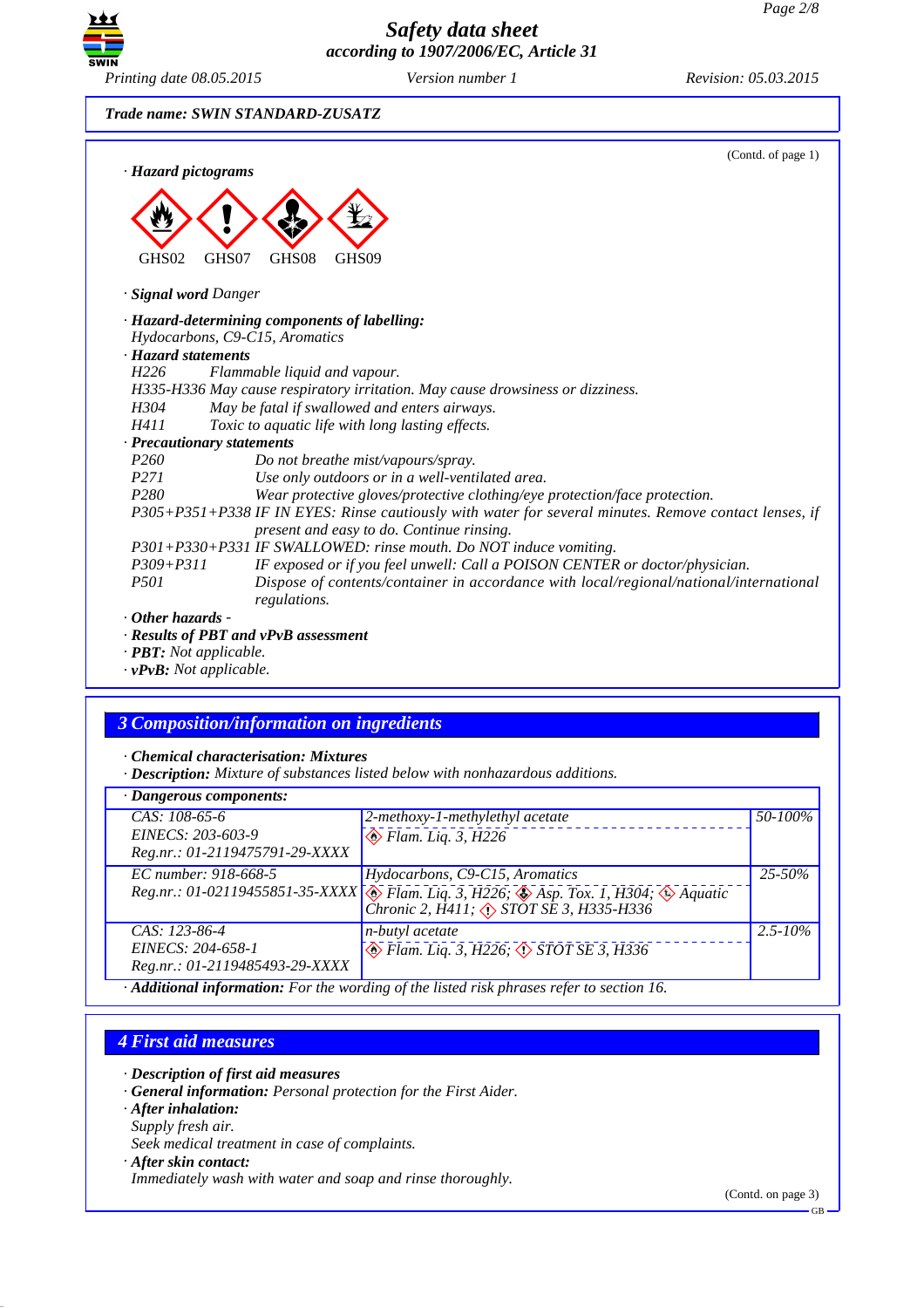Trade name: SWIN STANDARD-ZUSATZ

(Contd. of page 1)

· **Hazard pictograms**

GHS02 GHS07 GHS08 GHS09

· **Signal word** Danger

· **Hazard-determining components of labelling:**
Hydocarbons, C9-C15, Aromatics

· **Hazard statements**

H226 Flammable liquid and vapour.
H335-H336 May cause respiratory irritation. May cause drowsiness or dizziness.
H304 May be fatal if swallowed and enters airways.
H411 Toxic to aquatic life with long lasting effects.

· **Precautionary statements**

P260 Do not breathe mist/vapours/spray.
P271 Use only outdoors or in a well-ventilated area.
P280 Wear protective gloves/protective clothing/eye protection/face protection.
P305+P351+P338 IF IN EYES: Rinse cautiously with water for several minutes. Remove contact lenses, if present and easy to do. Continue rinsing.
P301+P330+P331 IF SWALLOWED: rinse mouth. Do NOT induce vomiting.
P309+P311 IF exposed or if you feel unwell: Call a POISON CENTER or doctor/physician.
P501 Dispose of contents/container in accordance with local/regional/national/international regulations.

· **Other hazards** -

· **Results of PBT and vPvB assessment**
· **PBT:** Not applicable.
· **vPvB:** Not applicable.

## 3 Composition/information on ingredients

· **Chemical characterisation: Mixtures**
· **Description:** Mixture of substances listed below with nonhazardous additions.

| · Dangerous components: | | |
|---|---|---|
| CAS: 108-65-6<br>EINECS: 203-603-9<br>Reg.nr.: 01-2119475791-29-XXXX | 2-methoxy-1-methylethyl acetate<br>Flam. Liq. 3, H226 | 50-100% |
| EC number: 918-668-5<br>Reg.nr.: 01-02119455851-35-XXXX | Hydocarbons, C9-C15, Aromatics<br>Flam. Liq. 3, H226; Asp. Tox. 1, H304; Aquatic Chronic 2, H411; STOT SE 3, H335-H336 | 25-50% |
| CAS: 123-86-4<br>EINECS: 204-658-1<br>Reg.nr.: 01-2119485493-29-XXXX | n-butyl acetate<br>Flam. Liq. 3, H226; STOT SE 3, H336 | 2.5-10% |

· **Additional information:** For the wording of the listed risk phrases refer to section 16.

## 4 First aid measures

· **Description of first aid measures**
· **General information:** Personal protection for the First Aider.
· **After inhalation:**
Supply fresh air.
Seek medical treatment in case of complaints.
· **After skin contact:**
Immediately wash with water and soap and rinse thoroughly.

(Contd. on page 3)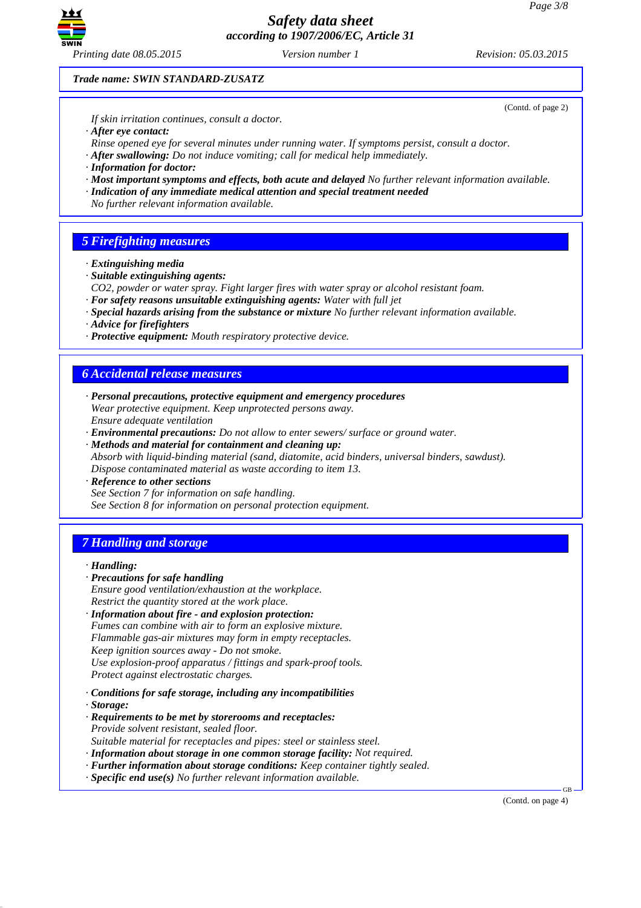**Trade name: SWIN STANDARD-ZUSATZ**

(Contd. of page 2)

*If skin irritation continues, consult a doctor.*

· ***After eye contact:***
*Rinse opened eye for several minutes under running water. If symptoms persist, consult a doctor.*

· ***After swallowing:*** *Do not induce vomiting; call for medical help immediately.*

· ***Information for doctor:***

· ***Most important symptoms and effects, both acute and delayed*** *No further relevant information available.*

· ***Indication of any immediate medical attention and special treatment needed***
*No further relevant information available.*

## 5 Firefighting measures

· ***Extinguishing media***

· ***Suitable extinguishing agents:***
*CO2, powder or water spray. Fight larger fires with water spray or alcohol resistant foam.*

· ***For safety reasons unsuitable extinguishing agents:*** *Water with full jet*

· ***Special hazards arising from the substance or mixture*** *No further relevant information available.*

· ***Advice for firefighters***

· ***Protective equipment:*** *Mouth respiratory protective device.*

## 6 Accidental release measures

· ***Personal precautions, protective equipment and emergency procedures***
*Wear protective equipment. Keep unprotected persons away.*
*Ensure adequate ventilation*

· ***Environmental precautions:*** *Do not allow to enter sewers/ surface or ground water.*

· ***Methods and material for containment and cleaning up:***
*Absorb with liquid-binding material (sand, diatomite, acid binders, universal binders, sawdust).*
*Dispose contaminated material as waste according to item 13.*

· ***Reference to other sections***
*See Section 7 for information on safe handling.*
*See Section 8 for information on personal protection equipment.*

## 7 Handling and storage

· ***Handling:***

· ***Precautions for safe handling***
*Ensure good ventilation/exhaustion at the workplace.*
*Restrict the quantity stored at the work place.*

· ***Information about fire - and explosion protection:***
*Fumes can combine with air to form an explosive mixture.*
*Flammable gas-air mixtures may form in empty receptacles.*
*Keep ignition sources away - Do not smoke.*
*Use explosion-proof apparatus / fittings and spark-proof tools.*
*Protect against electrostatic charges.*

· ***Conditions for safe storage, including any incompatibilities***

· ***Storage:***

· ***Requirements to be met by storerooms and receptacles:***
*Provide solvent resistant, sealed floor.*
*Suitable material for receptacles and pipes: steel or stainless steel.*

· ***Information about storage in one common storage facility:*** *Not required.*

· ***Further information about storage conditions:*** *Keep container tightly sealed.*

· ***Specific end use(s)*** *No further relevant information available.*

(Contd. on page 4)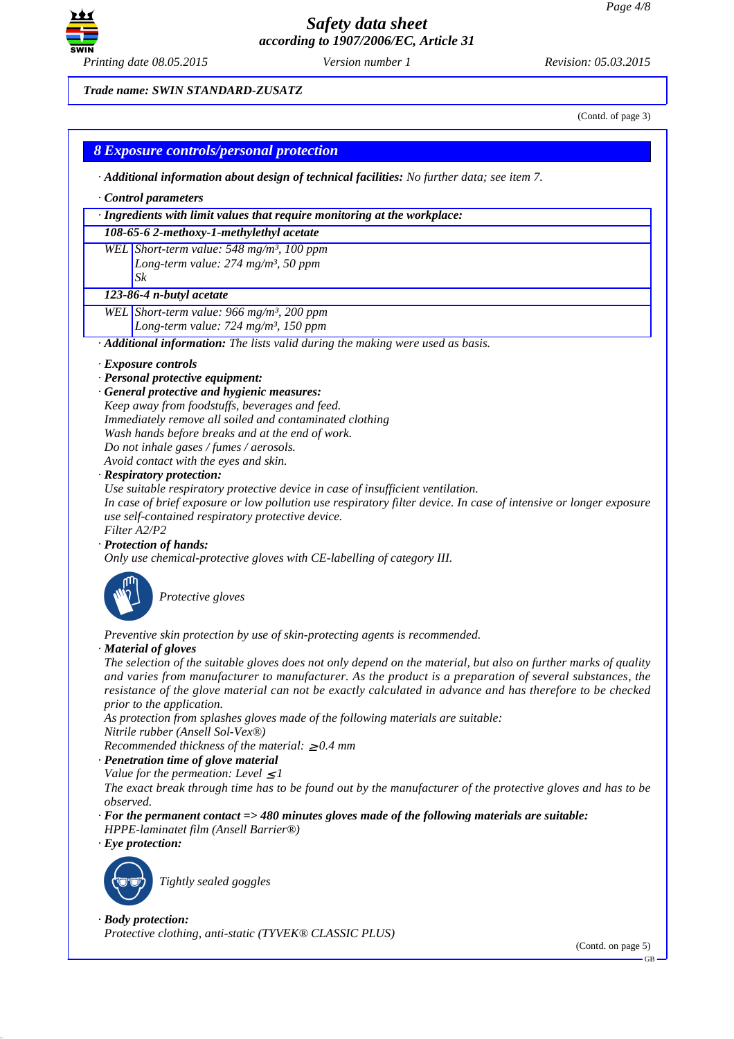Trade name: SWIN STANDARD-ZUSATZ

(Contd. of page 3)

## 8 Exposure controls/personal protection

· **Additional information about design of technical facilities:** No further data; see item 7.

· **Control parameters**

| · Ingredients with limit values that require monitoring at the workplace: | |
|---|---|
| **108-65-6 2-methoxy-1-methylethyl acetate** | |
| WEL | Short-term value: 548 mg/m³, 100 ppm<br>Long-term value: 274 mg/m³, 50 ppm<br>Sk |
| **123-86-4 n-butyl acetate** | |
| WEL | Short-term value: 966 mg/m³, 200 ppm<br>Long-term value: 724 mg/m³, 150 ppm |

· **Additional information:** The lists valid during the making were used as basis.

· **Exposure controls**
· **Personal protective equipment:**
· **General protective and hygienic measures:**
Keep away from foodstuffs, beverages and feed.
Immediately remove all soiled and contaminated clothing
Wash hands before breaks and at the end of work.
Do not inhale gases / fumes / aerosols.
Avoid contact with the eyes and skin.
· **Respiratory protection:**
Use suitable respiratory protective device in case of insufficient ventilation.
In case of brief exposure or low pollution use respiratory filter device. In case of intensive or longer exposure use self-contained respiratory protective device.
Filter A2/P2
· **Protection of hands:**
Only use chemical-protective gloves with CE-labelling of category III.

Protective gloves

Preventive skin protection by use of skin-protecting agents is recommended.
· **Material of gloves**
The selection of the suitable gloves does not only depend on the material, but also on further marks of quality and varies from manufacturer to manufacturer. As the product is a preparation of several substances, the resistance of the glove material can not be exactly calculated in advance and has therefore to be checked prior to the application.
As protection from splashes gloves made of the following materials are suitable:
Nitrile rubber (Ansell Sol-Vex®)
Recommended thickness of the material: $\geq$0.4 mm
· **Penetration time of glove material**
Value for the permeation: Level $\leq$1
The exact break through time has to be found out by the manufacturer of the protective gloves and has to be observed.
· **For the permanent contact => 480 minutes gloves made of the following materials are suitable:**
HPPE-laminatet film (Ansell Barrier®)
· **Eye protection:**

Tightly sealed goggles

· **Body protection:**
Protective clothing, anti-static (TYVEK® CLASSIC PLUS)

(Contd. on page 5)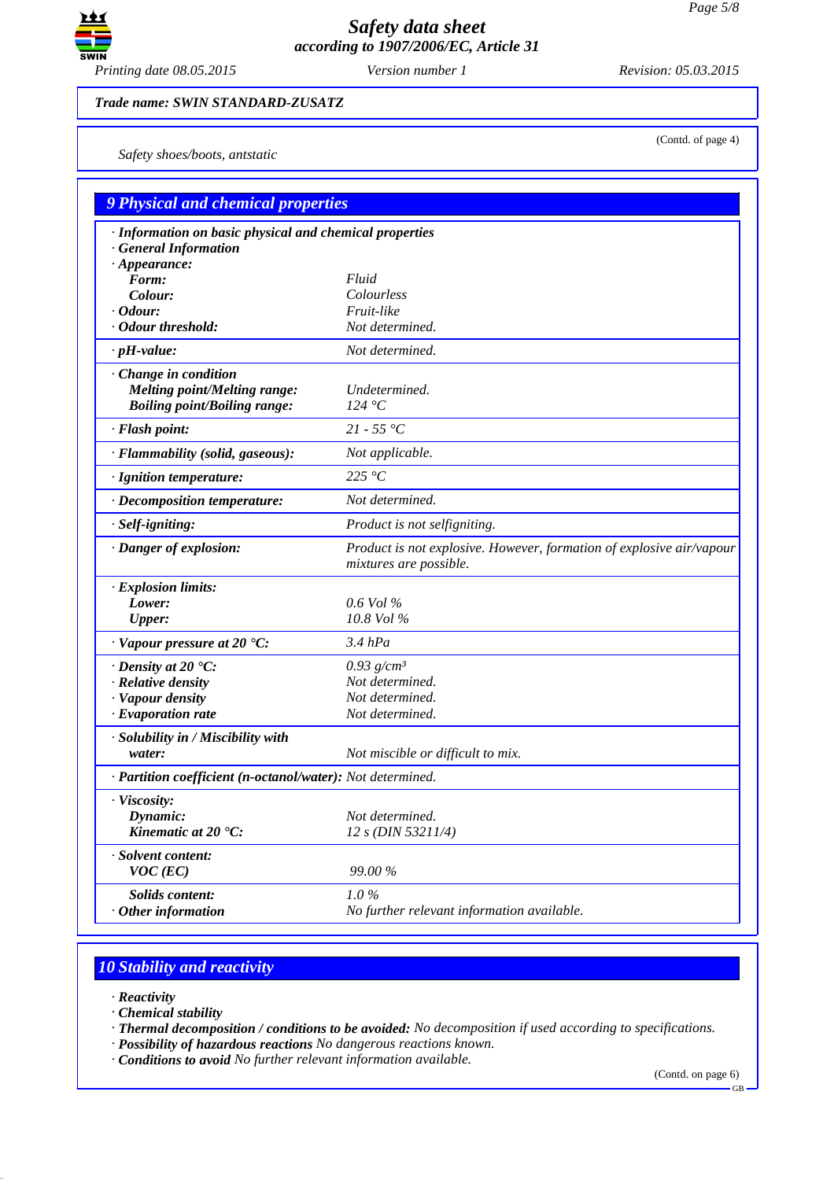*Trade name: SWIN STANDARD-ZUSATZ*

(Contd. of page 4)

*Safety shoes/boots, antstatic*

## 9 Physical and chemical properties

| Property | Value |
|---|---|
| · **Information on basic physical and chemical properties** | |
| · **General Information** | |
| · **Appearance:** | |
| **Form:** | Fluid |
| **Colour:** | Colourless |
| · **Odour:** | Fruit-like |
| · **Odour threshold:** | Not determined. |
| · **pH-value:** | Not determined. |
| · **Change in condition** | |
| **Melting point/Melting range:** | Undetermined. |
| **Boiling point/Boiling range:** | 124 °C |
| · **Flash point:** | 21 - 55 °C |
| · **Flammability (solid, gaseous):** | Not applicable. |
| · **Ignition temperature:** | 225 °C |
| · **Decomposition temperature:** | Not determined. |
| · **Self-igniting:** | Product is not selfigniting. |
| · **Danger of explosion:** | Product is not explosive. However, formation of explosive air/vapour mixtures are possible. |
| · **Explosion limits:** | |
| **Lower:** | 0.6 Vol % |
| **Upper:** | 10.8 Vol % |
| · **Vapour pressure at 20 °C:** | 3.4 hPa |
| · **Density at 20 °C:** | 0.93 g/cm³ |
| · **Relative density** | Not determined. |
| · **Vapour density** | Not determined. |
| · **Evaporation rate** | Not determined. |
| · **Solubility in / Miscibility with water:** | Not miscible or difficult to mix. |
| · **Partition coefficient (n-octanol/water):** | Not determined. |
| · **Viscosity:** | |
| **Dynamic:** | Not determined. |
| **Kinematic at 20 °C:** | 12 s (DIN 53211/4) |
| · **Solvent content:** | |
| **VOC (EC)** | 99.00 % |
| **Solids content:** | 1.0 % |
| · **Other information** | No further relevant information available. |

## 10 Stability and reactivity

· **Reactivity**
· **Chemical stability**
· **Thermal decomposition / conditions to be avoided:** No decomposition if used according to specifications.
· **Possibility of hazardous reactions** No dangerous reactions known.
· **Conditions to avoid** No further relevant information available.

(Contd. on page 6)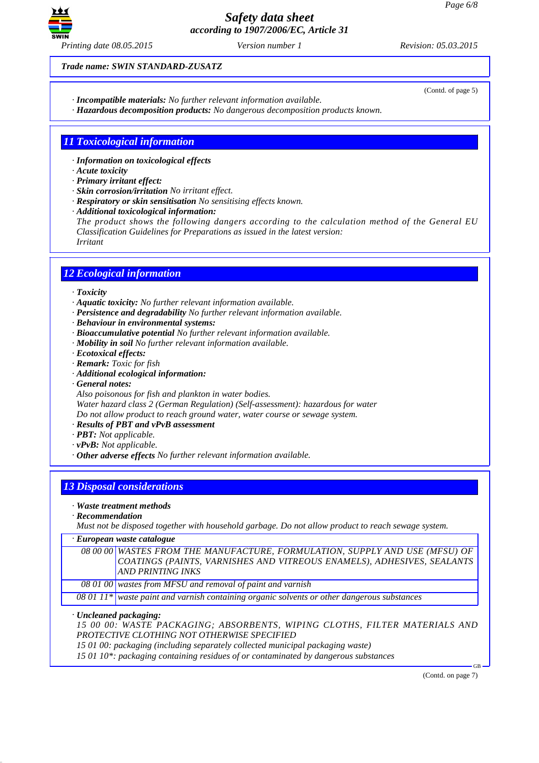Trade name: SWIN STANDARD-ZUSATZ

(Contd. of page 5)

· **Incompatible materials:** No further relevant information available.
· **Hazardous decomposition products:** No dangerous decomposition products known.

## 11 Toxicological information

· **Information on toxicological effects**
· **Acute toxicity**
· **Primary irritant effect:**
· **Skin corrosion/irritation** No irritant effect.
· **Respiratory or skin sensitisation** No sensitising effects known.
· **Additional toxicological information:**
The product shows the following dangers according to the calculation method of the General EU Classification Guidelines for Preparations as issued in the latest version:
Irritant

## 12 Ecological information

· **Toxicity**
· **Aquatic toxicity:** No further relevant information available.
· **Persistence and degradability** No further relevant information available.
· **Behaviour in environmental systems:**
· **Bioaccumulative potential** No further relevant information available.
· **Mobility in soil** No further relevant information available.
· **Ecotoxical effects:**
· **Remark:** Toxic for fish
· **Additional ecological information:**
· **General notes:**
Also poisonous for fish and plankton in water bodies.
Water hazard class 2 (German Regulation) (Self-assessment): hazardous for water
Do not allow product to reach ground water, water course or sewage system.
· **Results of PBT and vPvB assessment**
· **PBT:** Not applicable.
· **vPvB:** Not applicable.
· **Other adverse effects** No further relevant information available.

## 13 Disposal considerations

· **Waste treatment methods**
· **Recommendation**
Must not be disposed together with household garbage. Do not allow product to reach sewage system.

| · **European waste catalogue** | |
|---|---|
| 08 00 00 | WASTES FROM THE MANUFACTURE, FORMULATION, SUPPLY AND USE (MFSU) OF COATINGS (PAINTS, VARNISHES AND VITREOUS ENAMELS), ADHESIVES, SEALANTS AND PRINTING INKS |
| 08 01 00 | wastes from MFSU and removal of paint and varnish |
| 08 01 11* | waste paint and varnish containing organic solvents or other dangerous substances |

· **Uncleaned packaging:**
15 00 00: WASTE PACKAGING; ABSORBENTS, WIPING CLOTHS, FILTER MATERIALS AND PROTECTIVE CLOTHING NOT OTHERWISE SPECIFIED
15 01 00: packaging (including separately collected municipal packaging waste)
15 01 10*: packaging containing residues of or contaminated by dangerous substances

(Contd. on page 7)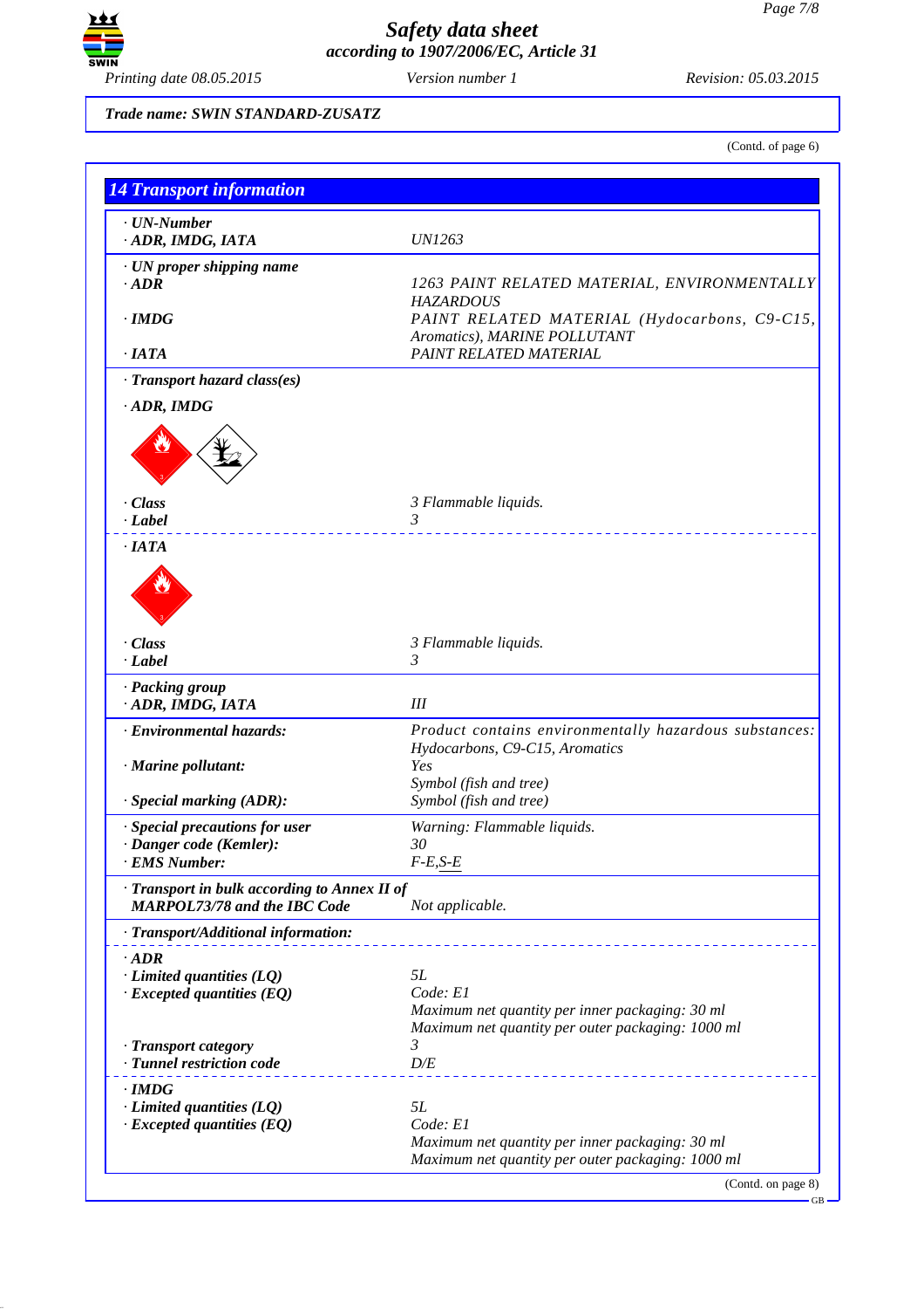*Trade name: SWIN STANDARD-ZUSATZ*

(Contd. of page 6)

## 14 Transport information

| | |
|---|---|
| · **UN-Number** | |
| · **ADR, IMDG, IATA** | UN1263 |
| · **UN proper shipping name** | |
| · **ADR** | 1263 PAINT RELATED MATERIAL, ENVIRONMENTALLY HAZARDOUS |
| · **IMDG** | PAINT RELATED MATERIAL (Hydocarbons, C9-C15, Aromatics), MARINE POLLUTANT |
| · **IATA** | PAINT RELATED MATERIAL |
| · **Transport hazard class(es)** | |
| · **ADR, IMDG** | |
| · **Class** | 3 Flammable liquids. |
| · **Label** | 3 |
| · **IATA** | |
| · **Class** | 3 Flammable liquids. |
| · **Label** | 3 |
| · **Packing group** | |
| · **ADR, IMDG, IATA** | III |
| · **Environmental hazards:** | Product contains environmentally hazardous substances: Hydocarbons, C9-C15, Aromatics |
| · **Marine pollutant:** | Yes<br>Symbol (fish and tree) |
| · **Special marking (ADR):** | Symbol (fish and tree) |
| · **Special precautions for user** | Warning: Flammable liquids. |
| · **Danger code (Kemler):** | 30 |
| · **EMS Number:** | F-E,S-E |
| · **Transport in bulk according to Annex II of MARPOL73/78 and the IBC Code** | Not applicable. |
| · **Transport/Additional information:** | |
| · **ADR** | |
| · **Limited quantities (LQ)** | 5L |
| · **Excepted quantities (EQ)** | Code: E1<br>Maximum net quantity per inner packaging: 30 ml<br>Maximum net quantity per outer packaging: 1000 ml |
| · **Transport category** | 3 |
| · **Tunnel restriction code** | D/E |
| · **IMDG** | |
| · **Limited quantities (LQ)** | 5L |
| · **Excepted quantities (EQ)** | Code: E1<br>Maximum net quantity per inner packaging: 30 ml<br>Maximum net quantity per outer packaging: 1000 ml |

(Contd. on page 8)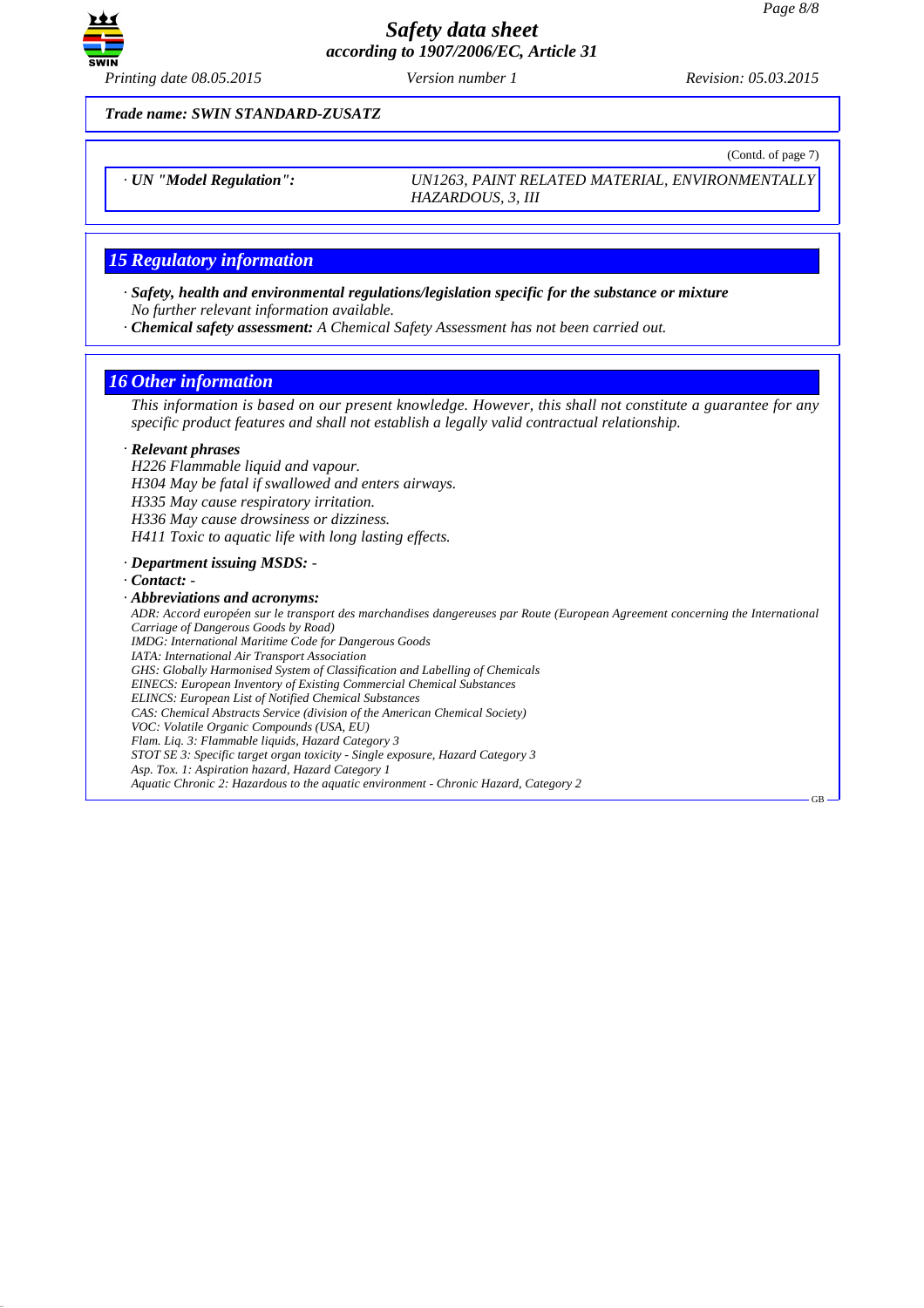Trade name: SWIN STANDARD-ZUSATZ

(Contd. of page 7)

· UN "Model Regulation": UN1263, PAINT RELATED MATERIAL, ENVIRONMENTALLY HAZARDOUS, 3, III

## 15 Regulatory information

· **Safety, health and environmental regulations/legislation specific for the substance or mixture**
No further relevant information available.
· **Chemical safety assessment:** A Chemical Safety Assessment has not been carried out.

## 16 Other information

This information is based on our present knowledge. However, this shall not constitute a guarantee for any specific product features and shall not establish a legally valid contractual relationship.

· **Relevant phrases**
H226 Flammable liquid and vapour.
H304 May be fatal if swallowed and enters airways.
H335 May cause respiratory irritation.
H336 May cause drowsiness or dizziness.
H411 Toxic to aquatic life with long lasting effects.

· **Department issuing MSDS:** -
· **Contact:** -
· **Abbreviations and acronyms:**
ADR: Accord européen sur le transport des marchandises dangereuses par Route (European Agreement concerning the International Carriage of Dangerous Goods by Road)
IMDG: International Maritime Code for Dangerous Goods
IATA: International Air Transport Association
GHS: Globally Harmonised System of Classification and Labelling of Chemicals
EINECS: European Inventory of Existing Commercial Chemical Substances
ELINCS: European List of Notified Chemical Substances
CAS: Chemical Abstracts Service (division of the American Chemical Society)
VOC: Volatile Organic Compounds (USA, EU)
Flam. Liq. 3: Flammable liquids, Hazard Category 3
STOT SE 3: Specific target organ toxicity - Single exposure, Hazard Category 3
Asp. Tox. 1: Aspiration hazard, Hazard Category 1
Aquatic Chronic 2: Hazardous to the aquatic environment - Chronic Hazard, Category 2